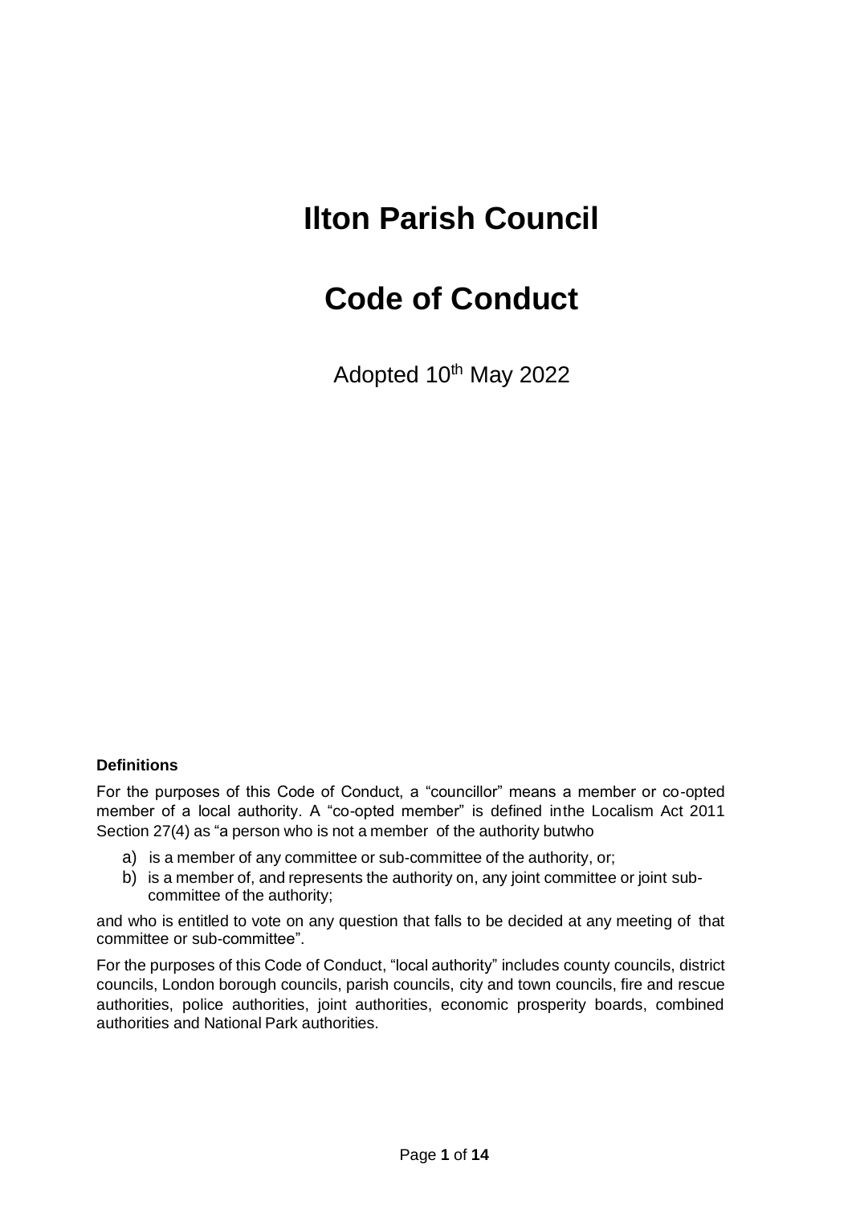# Ilton Parish Council

# Code of Conduct

Adopted 10th May 2022

**Definitions**

For the purposes of this Code of Conduct, a "councillor" means a member or co-opted member of a local authority. A "co-opted member" is defined inthe Localism Act 2011 Section 27(4) as "a person who is not a member of the authority butwho

a) is a member of any committee or sub-committee of the authority, or;
b) is a member of, and represents the authority on, any joint committee or joint sub-committee of the authority;

and who is entitled to vote on any question that falls to be decided at any meeting of that committee or sub-committee".

For the purposes of this Code of Conduct, "local authority" includes county councils, district councils, London borough councils, parish councils, city and town councils, fire and rescue authorities, police authorities, joint authorities, economic prosperity boards, combined authorities and National Park authorities.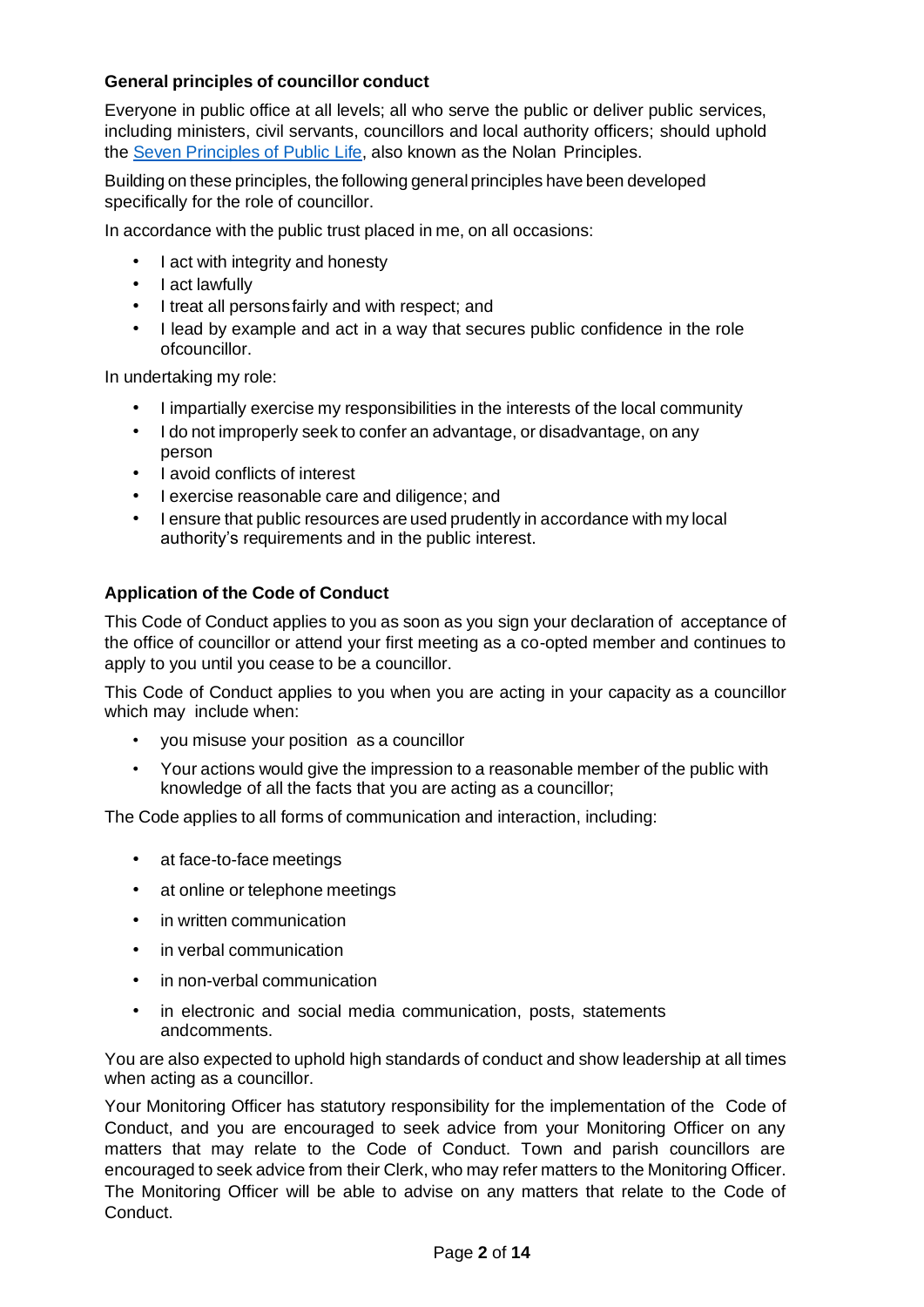### General principles of councillor conduct

Everyone in public office at all levels; all who serve the public or deliver public services, including ministers, civil servants, councillors and local authority officers; should uphold the [Seven Principles of Public Life](), also known as the Nolan Principles.

Building on these principles, the following general principles have been developed specifically for the role of councillor.

In accordance with the public trust placed in me, on all occasions:

- I act with integrity and honesty
- I act lawfully
- I treat all persons fairly and with respect; and
- I lead by example and act in a way that secures public confidence in the role of councillor.

In undertaking my role:

- I impartially exercise my responsibilities in the interests of the local community
- I do not improperly seek to confer an advantage, or disadvantage, on any person
- I avoid conflicts of interest
- I exercise reasonable care and diligence; and
- I ensure that public resources are used prudently in accordance with my local authority's requirements and in the public interest.

### Application of the Code of Conduct

This Code of Conduct applies to you as soon as you sign your declaration of acceptance of the office of councillor or attend your first meeting as a co-opted member and continues to apply to you until you cease to be a councillor.

This Code of Conduct applies to you when you are acting in your capacity as a councillor which may include when:

- you misuse your position as a councillor
- Your actions would give the impression to a reasonable member of the public with knowledge of all the facts that you are acting as a councillor;

The Code applies to all forms of communication and interaction, including:

- at face-to-face meetings
- at online or telephone meetings
- in written communication
- in verbal communication
- in non-verbal communication
- in electronic and social media communication, posts, statements and comments.

You are also expected to uphold high standards of conduct and show leadership at all times when acting as a councillor.

Your Monitoring Officer has statutory responsibility for the implementation of the Code of Conduct, and you are encouraged to seek advice from your Monitoring Officer on any matters that may relate to the Code of Conduct. Town and parish councillors are encouraged to seek advice from their Clerk, who may refer matters to the Monitoring Officer. The Monitoring Officer will be able to advise on any matters that relate to the Code of Conduct.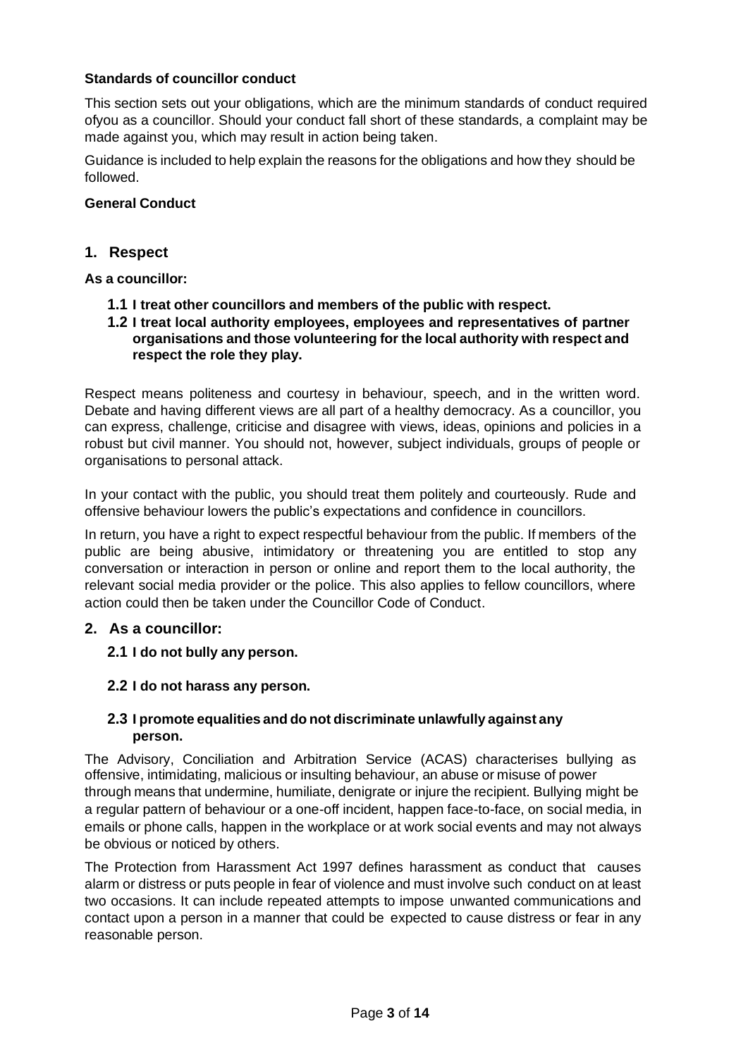**Standards of councillor conduct**

This section sets out your obligations, which are the minimum standards of conduct required ofyou as a councillor. Should your conduct fall short of these standards, a complaint may be made against you, which may result in action being taken.

Guidance is included to help explain the reasons for the obligations and how they should be followed.

**General Conduct**

## 1. Respect

**As a councillor:**

**1.1 I treat other councillors and members of the public with respect.**

**1.2 I treat local authority employees, employees and representatives of partner organisations and those volunteering for the local authority with respect and respect the role they play.**

Respect means politeness and courtesy in behaviour, speech, and in the written word. Debate and having different views are all part of a healthy democracy. As a councillor, you can express, challenge, criticise and disagree with views, ideas, opinions and policies in a robust but civil manner. You should not, however, subject individuals, groups of people or organisations to personal attack.

In your contact with the public, you should treat them politely and courteously. Rude and offensive behaviour lowers the public's expectations and confidence in councillors.

In return, you have a right to expect respectful behaviour from the public. If members of the public are being abusive, intimidatory or threatening you are entitled to stop any conversation or interaction in person or online and report them to the local authority, the relevant social media provider or the police. This also applies to fellow councillors, where action could then be taken under the Councillor Code of Conduct.

## 2. As a councillor:

**2.1 I do not bully any person.**

**2.2 I do not harass any person.**

**2.3 I promote equalities and do not discriminate unlawfully against any person.**

The Advisory, Conciliation and Arbitration Service (ACAS) characterises bullying as offensive, intimidating, malicious or insulting behaviour, an abuse or misuse of power through means that undermine, humiliate, denigrate or injure the recipient. Bullying might be a regular pattern of behaviour or a one-off incident, happen face-to-face, on social media, in emails or phone calls, happen in the workplace or at work social events and may not always be obvious or noticed by others.

The Protection from Harassment Act 1997 defines harassment as conduct that causes alarm or distress or puts people in fear of violence and must involve such conduct on at least two occasions. It can include repeated attempts to impose unwanted communications and contact upon a person in a manner that could be expected to cause distress or fear in any reasonable person.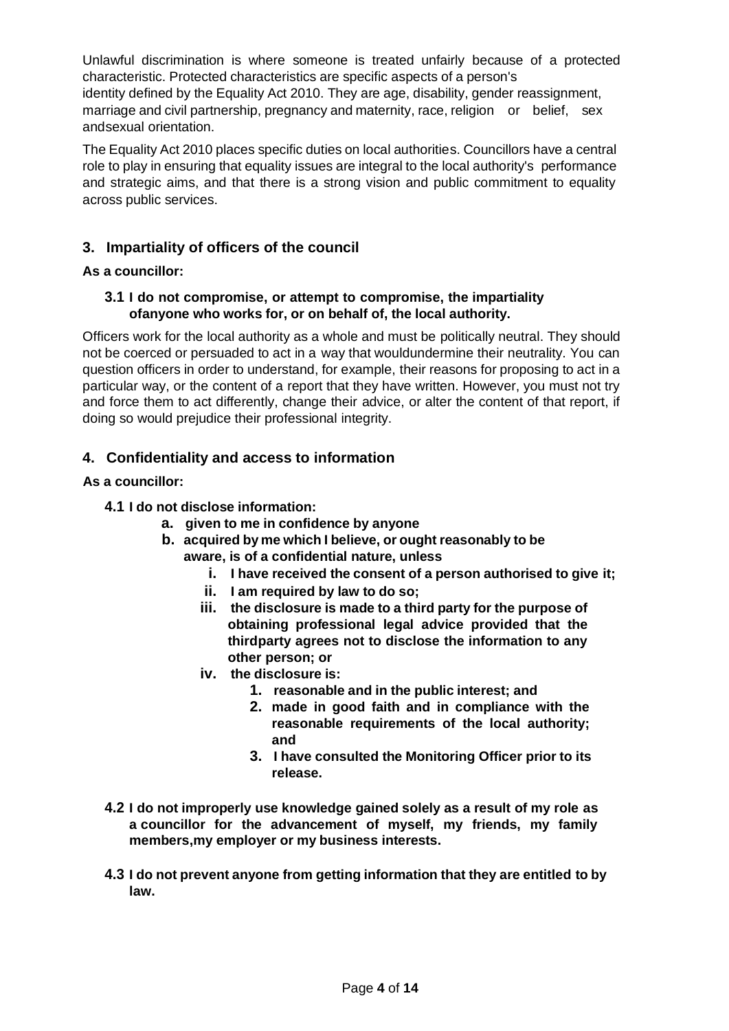Unlawful discrimination is where someone is treated unfairly because of a protected characteristic. Protected characteristics are specific aspects of a person's identity defined by the Equality Act 2010. They are age, disability, gender reassignment, marriage and civil partnership, pregnancy and maternity, race, religion or belief, sex andsexual orientation.

The Equality Act 2010 places specific duties on local authorities. Councillors have a central role to play in ensuring that equality issues are integral to the local authority's performance and strategic aims, and that there is a strong vision and public commitment to equality across public services.

## 3. Impartiality of officers of the council

**As a councillor:**

**3.1 I do not compromise, or attempt to compromise, the impartiality ofanyone who works for, or on behalf of, the local authority.**

Officers work for the local authority as a whole and must be politically neutral. They should not be coerced or persuaded to act in a way that wouldundermine their neutrality. You can question officers in order to understand, for example, their reasons for proposing to act in a particular way, or the content of a report that they have written. However, you must not try and force them to act differently, change their advice, or alter the content of that report, if doing so would prejudice their professional integrity.

## 4. Confidentiality and access to information

**As a councillor:**

**4.1 I do not disclose information:**

- **a. given to me in confidence by anyone**
- **b. acquired by me which I believe, or ought reasonably to be aware, is of a confidential nature, unless**
  - **i. I have received the consent of a person authorised to give it;**
  - **ii. I am required by law to do so;**
  - **iii. the disclosure is made to a third party for the purpose of obtaining professional legal advice provided that the thirdparty agrees not to disclose the information to any other person; or**
  - **iv. the disclosure is:**
    - **1. reasonable and in the public interest; and**
    - **2. made in good faith and in compliance with the reasonable requirements of the local authority; and**
    - **3. I have consulted the Monitoring Officer prior to its release.**

**4.2 I do not improperly use knowledge gained solely as a result of my role as a councillor for the advancement of myself, my friends, my family members,my employer or my business interests.**

**4.3 I do not prevent anyone from getting information that they are entitled to by law.**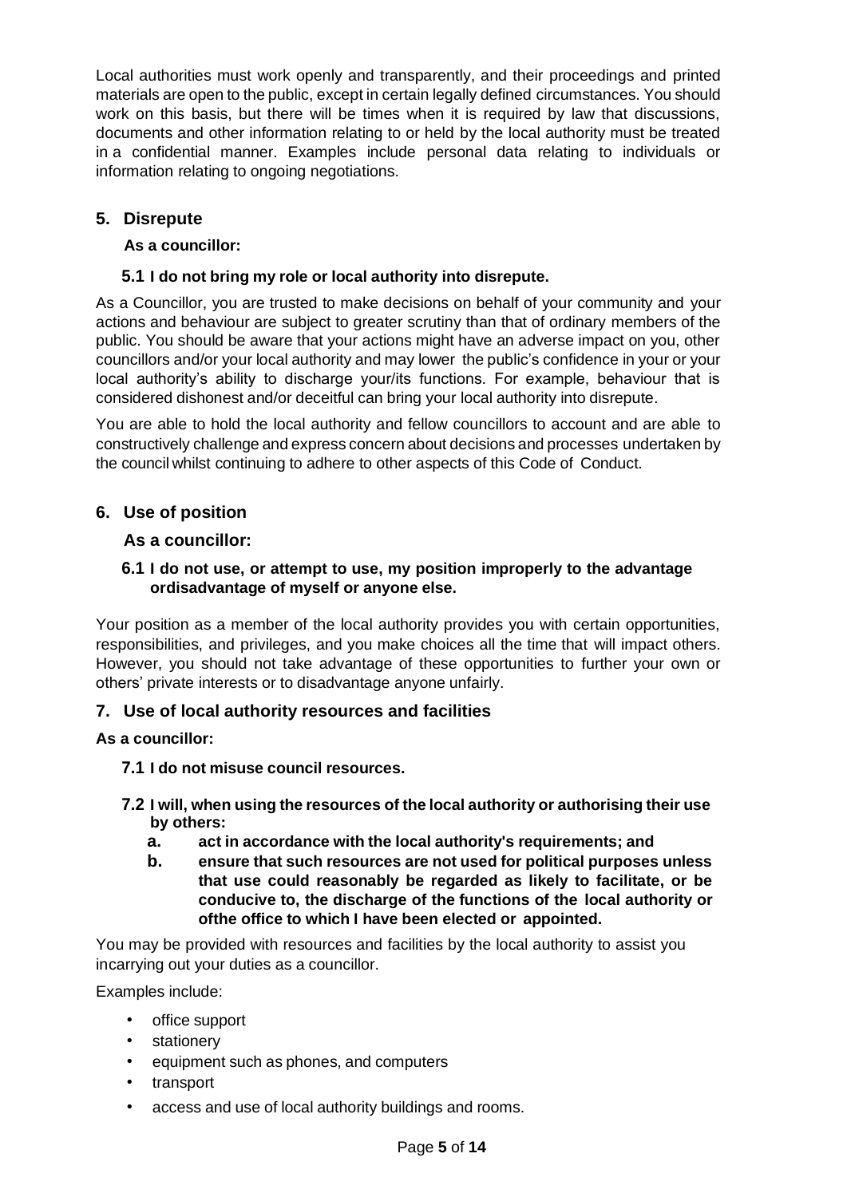Local authorities must work openly and transparently, and their proceedings and printed materials are open to the public, except in certain legally defined circumstances. You should work on this basis, but there will be times when it is required by law that discussions, documents and other information relating to or held by the local authority must be treated in a confidential manner. Examples include personal data relating to individuals or information relating to ongoing negotiations.

## 5. Disrepute

**As a councillor:**

### 5.1 I do not bring my role or local authority into disrepute.

As a Councillor, you are trusted to make decisions on behalf of your community and your actions and behaviour are subject to greater scrutiny than that of ordinary members of the public. You should be aware that your actions might have an adverse impact on you, other councillors and/or your local authority and may lower the public's confidence in your or your local authority's ability to discharge your/its functions. For example, behaviour that is considered dishonest and/or deceitful can bring your local authority into disrepute.

You are able to hold the local authority and fellow councillors to account and are able to constructively challenge and express concern about decisions and processes undertaken by the council whilst continuing to adhere to other aspects of this Code of Conduct.

## 6. Use of position

**As a councillor:**

### 6.1 I do not use, or attempt to use, my position improperly to the advantage ordisadvantage of myself or anyone else.

Your position as a member of the local authority provides you with certain opportunities, responsibilities, and privileges, and you make choices all the time that will impact others. However, you should not take advantage of these opportunities to further your own or others' private interests or to disadvantage anyone unfairly.

## 7. Use of local authority resources and facilities

**As a councillor:**

### 7.1 I do not misuse council resources.

### 7.2 I will, when using the resources of the local authority or authorising their use by others:

**a. act in accordance with the local authority's requirements; and**

**b. ensure that such resources are not used for political purposes unless that use could reasonably be regarded as likely to facilitate, or be conducive to, the discharge of the functions of the local authority or ofthe office to which I have been elected or appointed.**

You may be provided with resources and facilities by the local authority to assist you incarrying out your duties as a councillor.

Examples include:

- office support
- stationery
- equipment such as phones, and computers
- transport
- access and use of local authority buildings and rooms.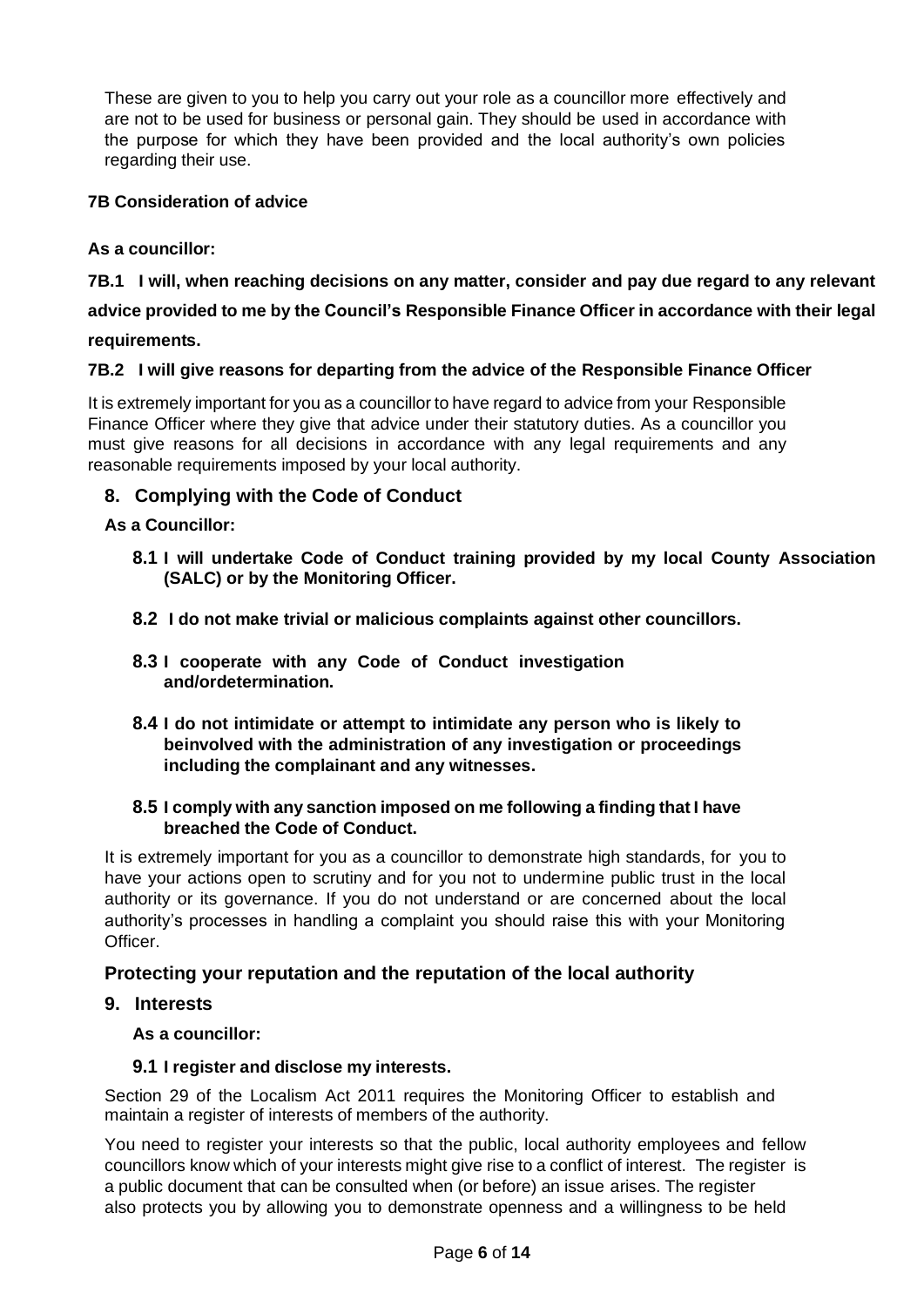These are given to you to help you carry out your role as a councillor more effectively and are not to be used for business or personal gain. They should be used in accordance with the purpose for which they have been provided and the local authority's own policies regarding their use.

### 7B Consideration of advice

**As a councillor:**

**7B.1 I will, when reaching decisions on any matter, consider and pay due regard to any relevant advice provided to me by the Council's Responsible Finance Officer in accordance with their legal requirements.**

**7B.2 I will give reasons for departing from the advice of the Responsible Finance Officer**

It is extremely important for you as a councillor to have regard to advice from your Responsible Finance Officer where they give that advice under their statutory duties. As a councillor you must give reasons for all decisions in accordance with any legal requirements and any reasonable requirements imposed by your local authority.

## 8. Complying with the Code of Conduct

**As a Councillor:**

**8.1 I will undertake Code of Conduct training provided by my local County Association (SALC) or by the Monitoring Officer.**

**8.2 I do not make trivial or malicious complaints against other councillors.**

**8.3 I cooperate with any Code of Conduct investigation and/ordetermination.**

**8.4 I do not intimidate or attempt to intimidate any person who is likely to beinvolved with the administration of any investigation or proceedings including the complainant and any witnesses.**

**8.5 I comply with any sanction imposed on me following a finding that I have breached the Code of Conduct.**

It is extremely important for you as a councillor to demonstrate high standards, for you to have your actions open to scrutiny and for you not to undermine public trust in the local authority or its governance. If you do not understand or are concerned about the local authority's processes in handling a complaint you should raise this with your Monitoring Officer.

## Protecting your reputation and the reputation of the local authority

## 9. Interests

**As a councillor:**

**9.1 I register and disclose my interests.**

Section 29 of the Localism Act 2011 requires the Monitoring Officer to establish and maintain a register of interests of members of the authority.

You need to register your interests so that the public, local authority employees and fellow councillors know which of your interests might give rise to a conflict of interest. The register is a public document that can be consulted when (or before) an issue arises. The register also protects you by allowing you to demonstrate openness and a willingness to be held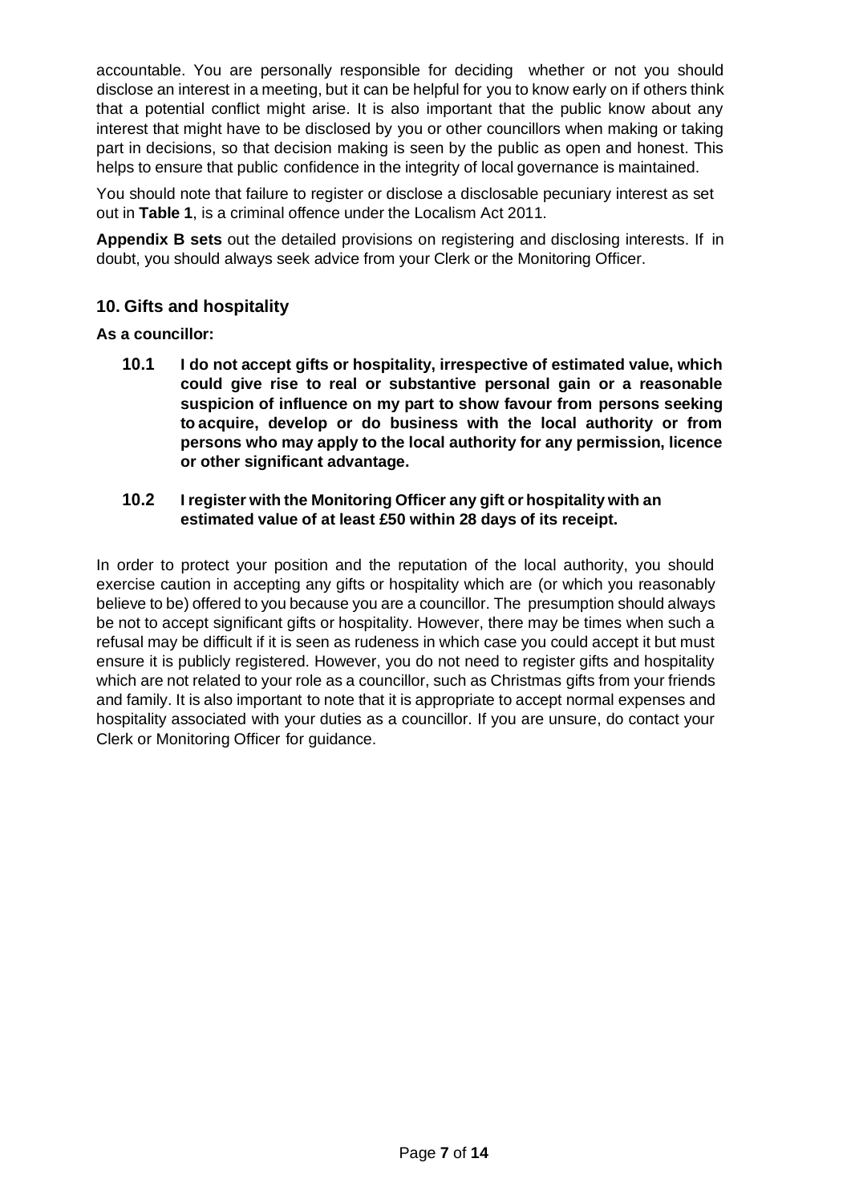accountable. You are personally responsible for deciding whether or not you should disclose an interest in a meeting, but it can be helpful for you to know early on if others think that a potential conflict might arise. It is also important that the public know about any interest that might have to be disclosed by you or other councillors when making or taking part in decisions, so that decision making is seen by the public as open and honest. This helps to ensure that public confidence in the integrity of local governance is maintained.

You should note that failure to register or disclose a disclosable pecuniary interest as set out in **Table 1**, is a criminal offence under the Localism Act 2011.

**Appendix B sets** out the detailed provisions on registering and disclosing interests. If in doubt, you should always seek advice from your Clerk or the Monitoring Officer.

## 10. Gifts and hospitality

**As a councillor:**

**10.1 I do not accept gifts or hospitality, irrespective of estimated value, which could give rise to real or substantive personal gain or a reasonable suspicion of influence on my part to show favour from persons seeking to acquire, develop or do business with the local authority or from persons who may apply to the local authority for any permission, licence or other significant advantage.**

**10.2 I register with the Monitoring Officer any gift or hospitality with an estimated value of at least £50 within 28 days of its receipt.**

In order to protect your position and the reputation of the local authority, you should exercise caution in accepting any gifts or hospitality which are (or which you reasonably believe to be) offered to you because you are a councillor. The presumption should always be not to accept significant gifts or hospitality. However, there may be times when such a refusal may be difficult if it is seen as rudeness in which case you could accept it but must ensure it is publicly registered. However, you do not need to register gifts and hospitality which are not related to your role as a councillor, such as Christmas gifts from your friends and family. It is also important to note that it is appropriate to accept normal expenses and hospitality associated with your duties as a councillor. If you are unsure, do contact your Clerk or Monitoring Officer for guidance.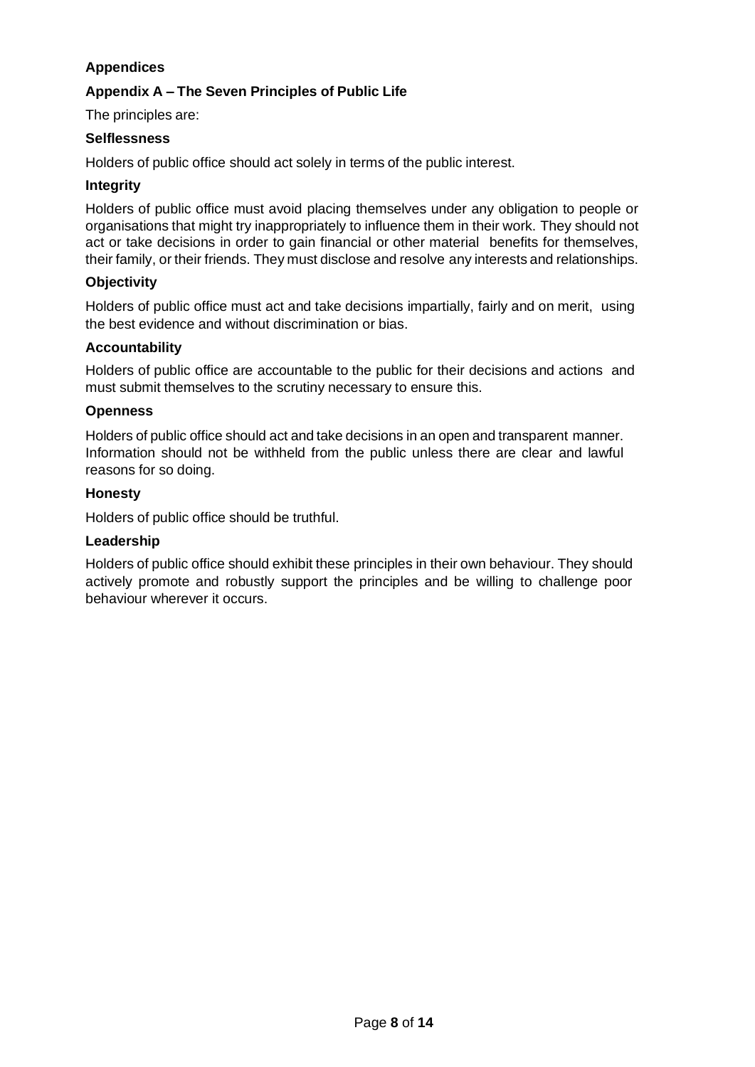## Appendices

### Appendix A – The Seven Principles of Public Life

The principles are:

#### Selflessness

Holders of public office should act solely in terms of the public interest.

#### Integrity

Holders of public office must avoid placing themselves under any obligation to people or organisations that might try inappropriately to influence them in their work. They should not act or take decisions in order to gain financial or other material benefits for themselves, their family, or their friends. They must disclose and resolve any interests and relationships.

#### Objectivity

Holders of public office must act and take decisions impartially, fairly and on merit, using the best evidence and without discrimination or bias.

#### Accountability

Holders of public office are accountable to the public for their decisions and actions and must submit themselves to the scrutiny necessary to ensure this.

#### Openness

Holders of public office should act and take decisions in an open and transparent manner. Information should not be withheld from the public unless there are clear and lawful reasons for so doing.

#### Honesty

Holders of public office should be truthful.

#### Leadership

Holders of public office should exhibit these principles in their own behaviour. They should actively promote and robustly support the principles and be willing to challenge poor behaviour wherever it occurs.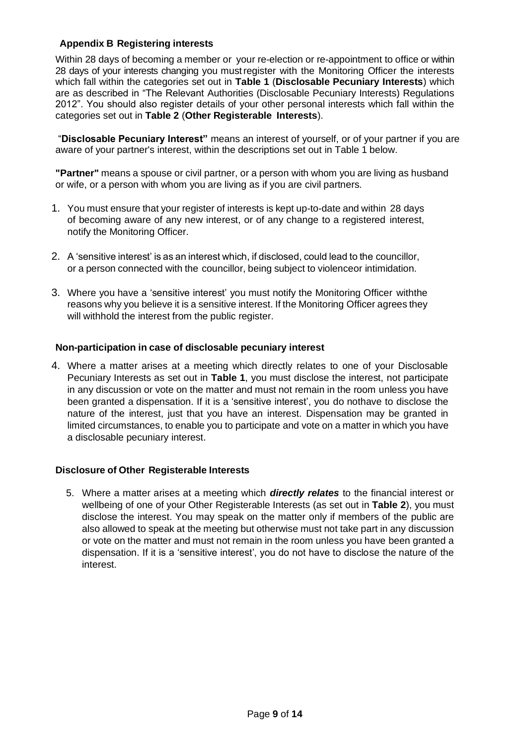## Appendix B Registering interests

Within 28 days of becoming a member or your re-election or re-appointment to office or within 28 days of your interests changing you must register with the Monitoring Officer the interests which fall within the categories set out in **Table 1** (**Disclosable Pecuniary Interests**) which are as described in "The Relevant Authorities (Disclosable Pecuniary Interests) Regulations 2012". You should also register details of your other personal interests which fall within the categories set out in **Table 2** (**Other Registerable Interests**).

"**Disclosable Pecuniary Interest"** means an interest of yourself, or of your partner if you are aware of your partner's interest, within the descriptions set out in Table 1 below.

**"Partner"** means a spouse or civil partner, or a person with whom you are living as husband or wife, or a person with whom you are living as if you are civil partners.

1. You must ensure that your register of interests is kept up-to-date and within 28 days of becoming aware of any new interest, or of any change to a registered interest, notify the Monitoring Officer.

2. A 'sensitive interest' is as an interest which, if disclosed, could lead to the councillor, or a person connected with the councillor, being subject to violenceor intimidation.

3. Where you have a 'sensitive interest' you must notify the Monitoring Officer withthe reasons why you believe it is a sensitive interest. If the Monitoring Officer agrees they will withhold the interest from the public register.

### Non-participation in case of disclosable pecuniary interest

4. Where a matter arises at a meeting which directly relates to one of your Disclosable Pecuniary Interests as set out in **Table 1**, you must disclose the interest, not participate in any discussion or vote on the matter and must not remain in the room unless you have been granted a dispensation. If it is a 'sensitive interest', you do nothave to disclose the nature of the interest, just that you have an interest. Dispensation may be granted in limited circumstances, to enable you to participate and vote on a matter in which you have a disclosable pecuniary interest.

### Disclosure of Other Registerable Interests

5. Where a matter arises at a meeting which ***directly relates*** to the financial interest or wellbeing of one of your Other Registerable Interests (as set out in **Table 2**), you must disclose the interest. You may speak on the matter only if members of the public are also allowed to speak at the meeting but otherwise must not take part in any discussion or vote on the matter and must not remain in the room unless you have been granted a dispensation. If it is a 'sensitive interest', you do not have to disclose the nature of the interest.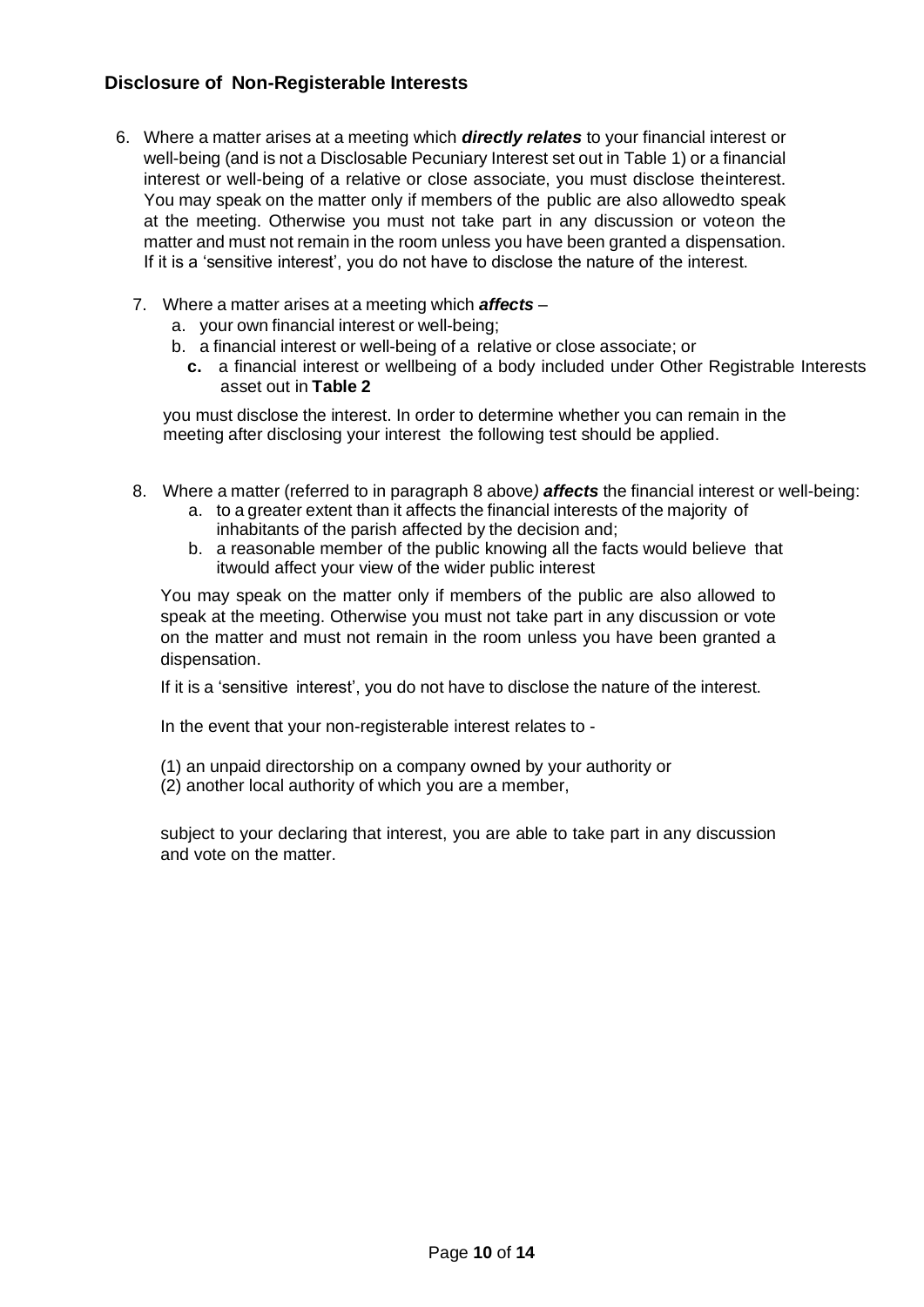### Disclosure of Non-Registerable Interests

6. Where a matter arises at a meeting which ***directly relates*** to your financial interest or well-being (and is not a Disclosable Pecuniary Interest set out in Table 1) or a financial interest or well-being of a relative or close associate, you must disclose theinterest. You may speak on the matter only if members of the public are also allowedto speak at the meeting. Otherwise you must not take part in any discussion or voteon the matter and must not remain in the room unless you have been granted a dispensation. If it is a 'sensitive interest', you do not have to disclose the nature of the interest.

7. Where a matter arises at a meeting which ***affects*** –
   a. your own financial interest or well-being;
   b. a financial interest or well-being of a relative or close associate; or
   **c.** a financial interest or wellbeing of a body included under Other Registrable Interests asset out in **Table 2**

   you must disclose the interest. In order to determine whether you can remain in the meeting after disclosing your interest the following test should be applied.

8. Where a matter (referred to in paragraph 8 above*)* ***affects*** the financial interest or well-being:
   a. to a greater extent than it affects the financial interests of the majority of inhabitants of the parish affected by the decision and;
   b. a reasonable member of the public knowing all the facts would believe that itwould affect your view of the wider public interest

   You may speak on the matter only if members of the public are also allowed to speak at the meeting. Otherwise you must not take part in any discussion or vote on the matter and must not remain in the room unless you have been granted a dispensation.

   If it is a 'sensitive interest', you do not have to disclose the nature of the interest.

   In the event that your non-registerable interest relates to -

   (1) an unpaid directorship on a company owned by your authority or
   (2) another local authority of which you are a member,

   subject to your declaring that interest, you are able to take part in any discussion and vote on the matter.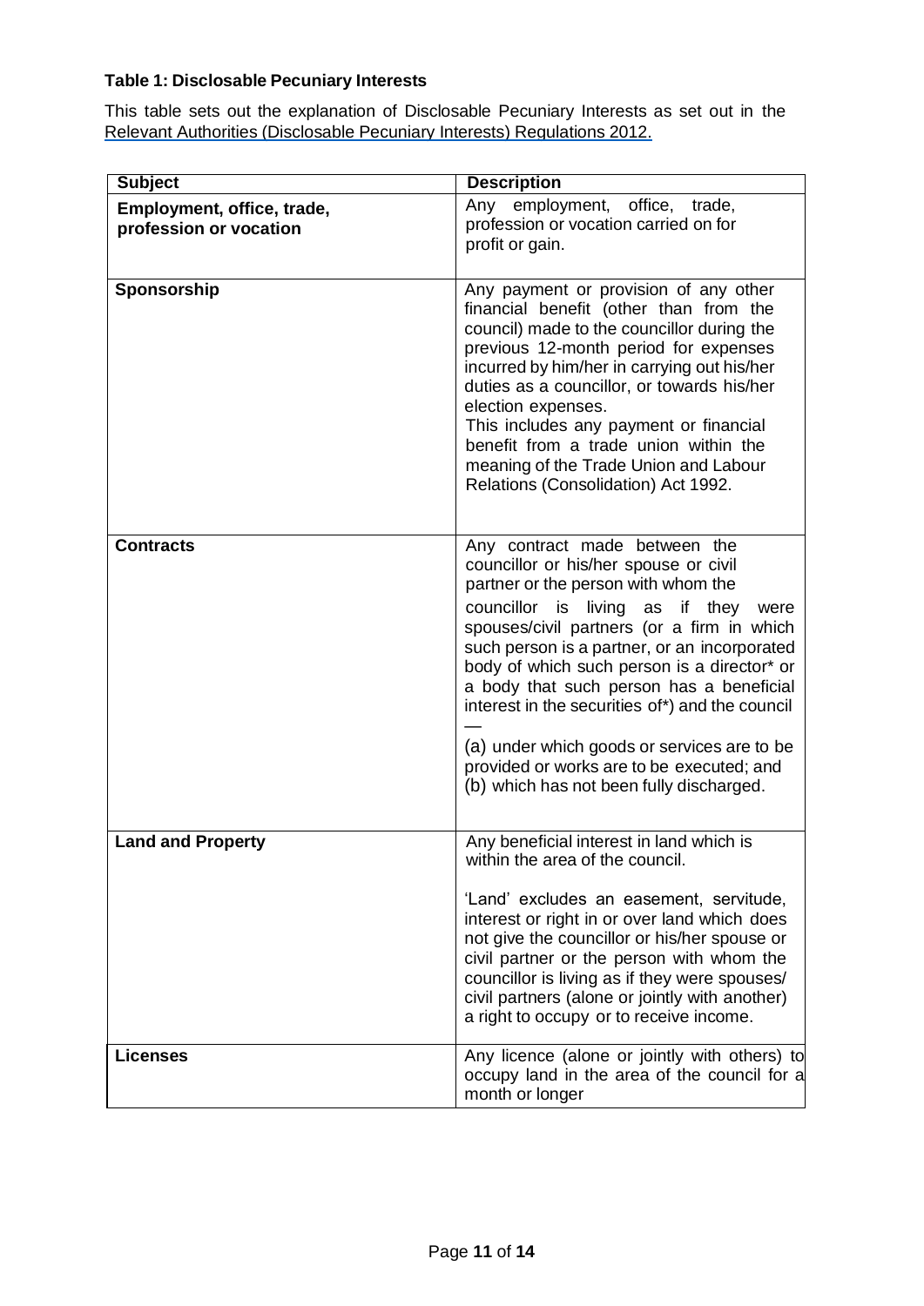**Table 1: Disclosable Pecuniary Interests**

This table sets out the explanation of Disclosable Pecuniary Interests as set out in the Relevant Authorities (Disclosable Pecuniary Interests) Regulations 2012.

| Subject | Description |
|---|---|
| **Employment, office, trade, profession or vocation** | Any employment, office, trade, profession or vocation carried on for profit or gain. |
| **Sponsorship** | Any payment or provision of any other financial benefit (other than from the council) made to the councillor during the previous 12-month period for expenses incurred by him/her in carrying out his/her duties as a councillor, or towards his/her election expenses.<br>This includes any payment or financial benefit from a trade union within the meaning of the Trade Union and Labour Relations (Consolidation) Act 1992. |
| **Contracts** | Any contract made between the councillor or his/her spouse or civil partner or the person with whom the councillor is living as if they were spouses/civil partners (or a firm in which such person is a partner, or an incorporated body of which such person is a director* or a body that such person has a beneficial interest in the securities of*) and the council —<br>(a) under which goods or services are to be provided or works are to be executed; and<br>(b) which has not been fully discharged. |
| **Land and Property** | Any beneficial interest in land which is within the area of the council.<br>'Land' excludes an easement, servitude, interest or right in or over land which does not give the councillor or his/her spouse or civil partner or the person with whom the councillor is living as if they were spouses/ civil partners (alone or jointly with another) a right to occupy or to receive income. |
| **Licenses** | Any licence (alone or jointly with others) to occupy land in the area of the council for a month or longer |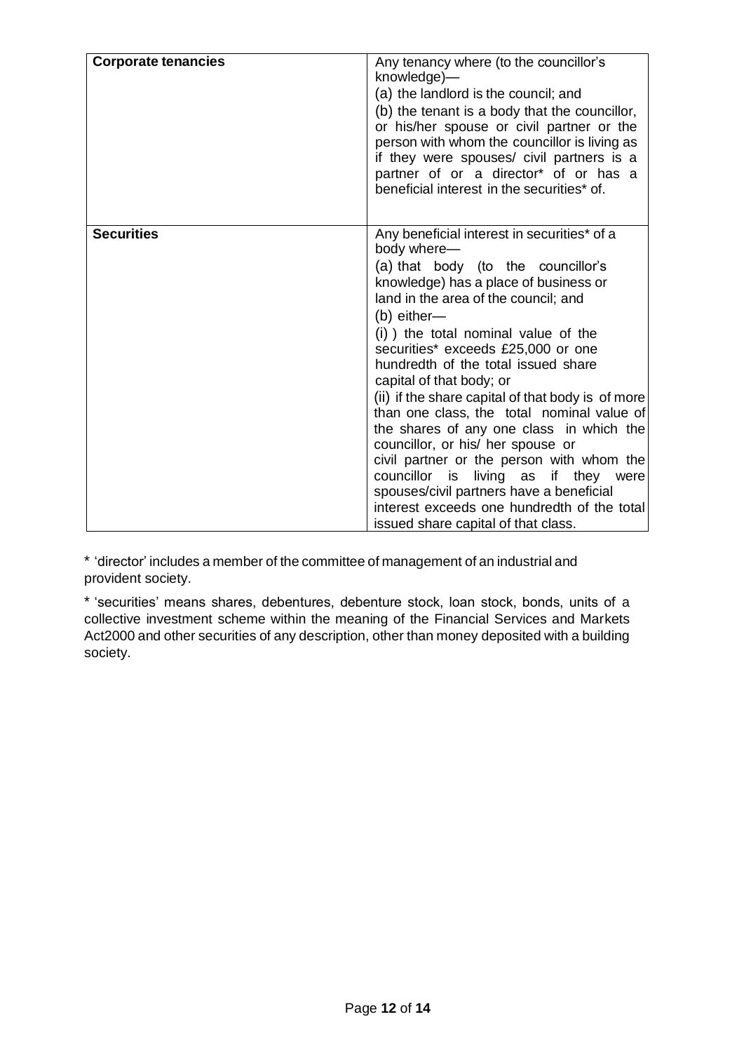| | |
|---|---|
| **Corporate tenancies** | Any tenancy where (to the councillor's knowledge)—<br>(a) the landlord is the council; and<br>(b) the tenant is a body that the councillor, or his/her spouse or civil partner or the person with whom the councillor is living as if they were spouses/ civil partners is a partner of or a director* of or has a beneficial interest in the securities* of. |
| **Securities** | Any beneficial interest in securities* of a body where—<br>(a) that body (to the councillor's knowledge) has a place of business or land in the area of the council; and<br>(b) either—<br>(i) ) the total nominal value of the securities* exceeds £25,000 or one hundredth of the total issued share capital of that body; or<br>(ii) if the share capital of that body is of more than one class, the total nominal value of the shares of any one class in which the councillor, or his/ her spouse or civil partner or the person with whom the councillor is living as if they were spouses/civil partners have a beneficial interest exceeds one hundredth of the total issued share capital of that class. |

* 'director' includes a member of the committee of management of an industrial and provident society.

* 'securities' means shares, debentures, debenture stock, loan stock, bonds, units of a collective investment scheme within the meaning of the Financial Services and Markets Act2000 and other securities of any description, other than money deposited with a building society.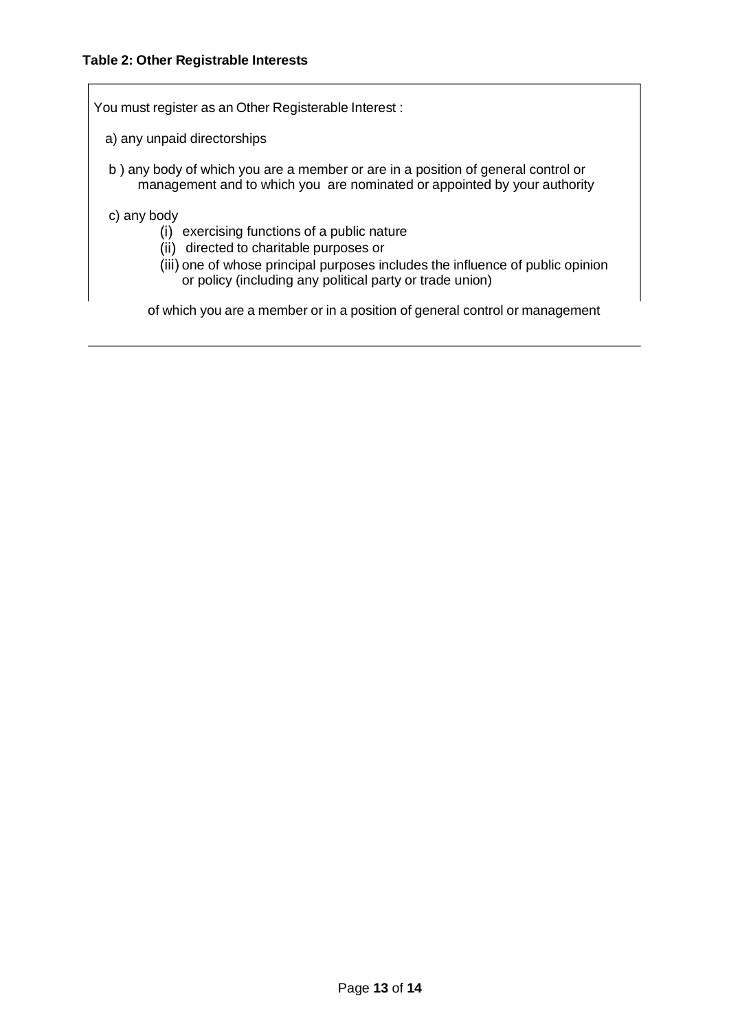**Table 2: Other Registrable Interests**

You must register as an Other Registerable Interest :

a) any unpaid directorships

b ) any body of which you are a member or are in a position of general control or management and to which you are nominated or appointed by your authority

c) any body

- (i) exercising functions of a public nature
- (ii) directed to charitable purposes or
- (iii) one of whose principal purposes includes the influence of public opinion or policy (including any political party or trade union)

of which you are a member or in a position of general control or management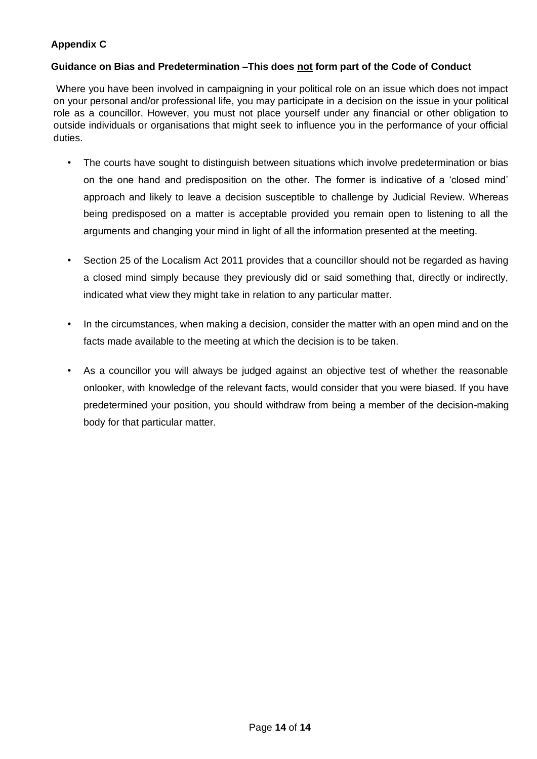**Appendix C**

**Guidance on Bias and Predetermination –This does <u>not</u> form part of the Code of Conduct**

Where you have been involved in campaigning in your political role on an issue which does not impact on your personal and/or professional life, you may participate in a decision on the issue in your political role as a councillor. However, you must not place yourself under any financial or other obligation to outside individuals or organisations that might seek to influence you in the performance of your official duties.

- The courts have sought to distinguish between situations which involve predetermination or bias on the one hand and predisposition on the other. The former is indicative of a 'closed mind' approach and likely to leave a decision susceptible to challenge by Judicial Review. Whereas being predisposed on a matter is acceptable provided you remain open to listening to all the arguments and changing your mind in light of all the information presented at the meeting.

- Section 25 of the Localism Act 2011 provides that a councillor should not be regarded as having a closed mind simply because they previously did or said something that, directly or indirectly, indicated what view they might take in relation to any particular matter.

- In the circumstances, when making a decision, consider the matter with an open mind and on the facts made available to the meeting at which the decision is to be taken.

- As a councillor you will always be judged against an objective test of whether the reasonable onlooker, with knowledge of the relevant facts, would consider that you were biased. If you have predetermined your position, you should withdraw from being a member of the decision-making body for that particular matter.